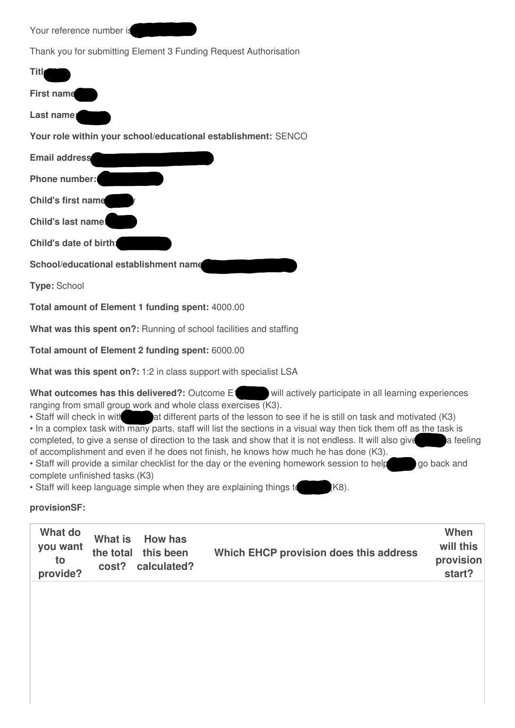Your reference number is

Thank you for submitting Element 3 Funding Request Authorisation

**Title:**

**First name:**

**Last name:**

**Your role within your school/educational establishment:** SENCO

**Email address:**

**Phone number:**

**Child's first name:**

**Child's last name:**

**Child's date of birth:**

**School/educational establishment name:**

**Type:** School

**Total amount of Element 1 funding spent:** 4000.00

**What was this spent on?:** Running of school facilities and staffing

**Total amount of Element 2 funding spent:** 6000.00

**What was this spent on?:** 1:2 in class support with specialist LSA

**What outcomes has this delivered?:** Outcome E1 will actively participate in all learning experiences ranging from small group work and whole class exercises (K3).

- Staff will check in with at different parts of the lesson to see if he is still on task and motivated (K3)
- In a complex task with many parts, staff will list the sections in a visual way then tick them off as the task is completed, to give a sense of direction to the task and show that it is not endless. It will also give a feeling of accomplishment and even if he does not finish, he knows how much he has done (K3).
- Staff will provide a similar checklist for the day or the evening homework session to help go back and complete unfinished tasks (K3)
- Staff will keep language simple when they are explaining things to (K8).

**provisionSF:**

| What do you want to provide? | What is the total cost? | How has this been calculated? | Which EHCP provision does this address | When will this provision start? |
|---|---|---|---|---|
| | | | | |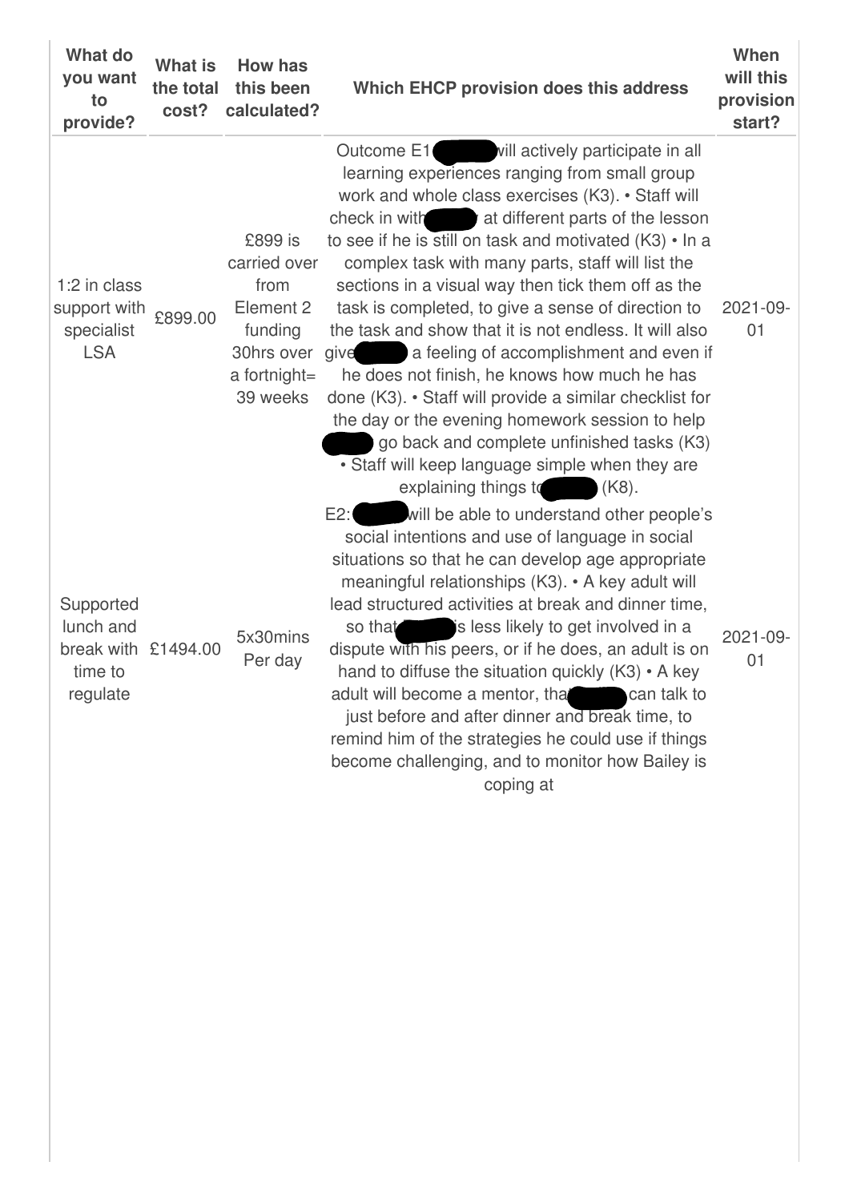| What do you want to provide? | What is the total cost? | How has this been calculated? | Which EHCP provision does this address | When will this provision start? |
|---|---|---|---|---|
| 1:2 in class support with specialist LSA | £899.00 | £899 is carried over from Element 2 funding 30hrs over a fortnight= 39 weeks | Outcome E1 will actively participate in all learning experiences ranging from small group work and whole class exercises (K3). • Staff will check in with at different parts of the lesson to see if he is still on task and motivated (K3) • In a complex task with many parts, staff will list the sections in a visual way then tick them off as the task is completed, to give a sense of direction to the task and show that it is not endless. It will also give a feeling of accomplishment and even if he does not finish, he knows how much he has done (K3). • Staff will provide a similar checklist for the day or the evening homework session to help go back and complete unfinished tasks (K3) • Staff will keep language simple when they are explaining things to (K8). | 2021-09-01 |
| Supported lunch and break with time to regulate | £1494.00 | 5x30mins Per day | E2: will be able to understand other people's social intentions and use of language in social situations so that he can develop age appropriate meaningful relationships (K3). • A key adult will lead structured activities at break and dinner time, so that is less likely to get involved in a dispute with his peers, or if he does, an adult is on hand to diffuse the situation quickly (K3) • A key adult will become a mentor, that can talk to just before and after dinner and break time, to remind him of the strategies he could use if things become challenging, and to monitor how Bailey is coping at | 2021-09-01 |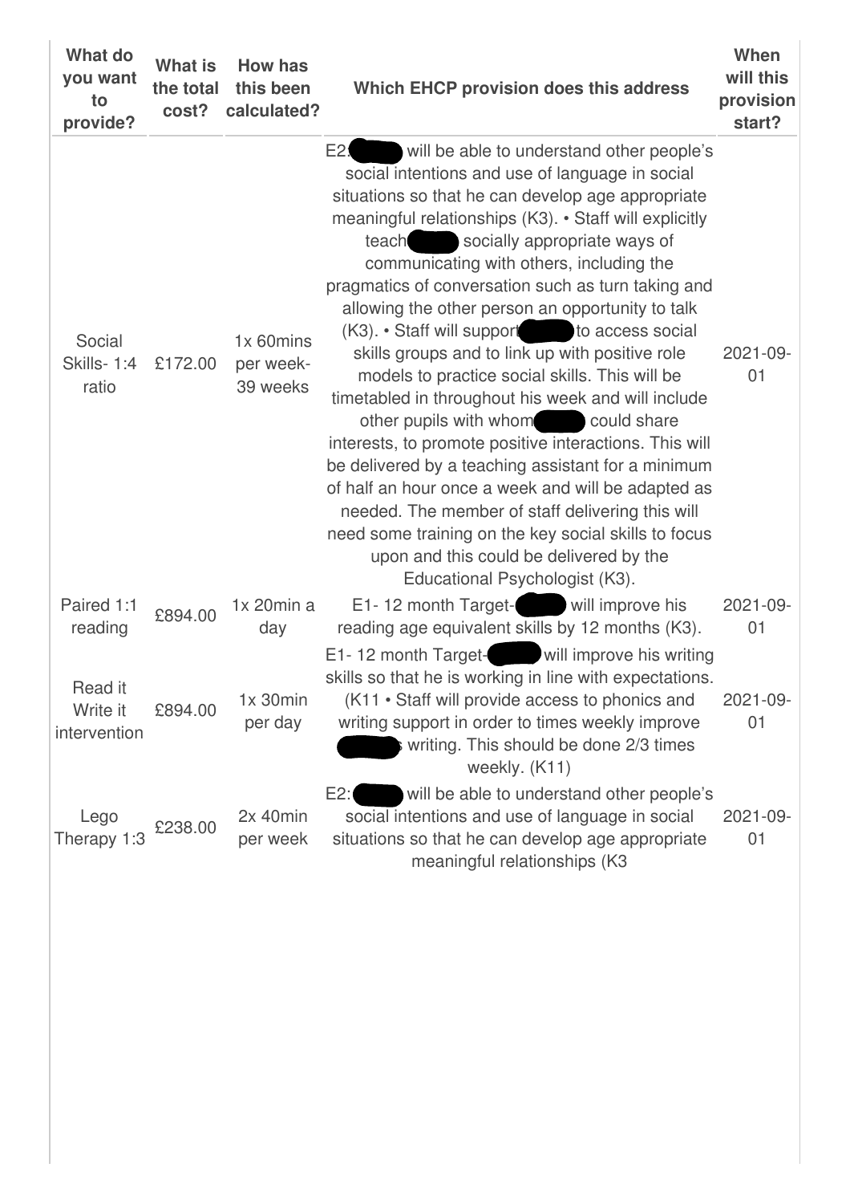| What do you want to provide? | What is the total cost? | How has this been calculated? | Which EHCP provision does this address | When will this provision start? |
|---|---|---|---|---|
| Social Skills- 1:4 ratio | £172.00 | 1x 60mins per week- 39 weeks | E2: will be able to understand other people's social intentions and use of language in social situations so that he can develop age appropriate meaningful relationships (K3). • Staff will explicitly teach socially appropriate ways of communicating with others, including the pragmatics of conversation such as turn taking and allowing the other person an opportunity to talk (K3). • Staff will support to access social skills groups and to link up with positive role models to practice social skills. This will be timetabled in throughout his week and will include other pupils with whom could share interests, to promote positive interactions. This will be delivered by a teaching assistant for a minimum of half an hour once a week and will be adapted as needed. The member of staff delivering this will need some training on the key social skills to focus upon and this could be delivered by the Educational Psychologist (K3). | 2021-09-01 |
| Paired 1:1 reading | £894.00 | 1x 20min a day | E1- 12 month Target- will improve his reading age equivalent skills by 12 months (K3). | 2021-09-01 |
| Read it Write it intervention | £894.00 | 1x 30min per day | E1- 12 month Target- will improve his writing skills so that he is working in line with expectations. (K11 • Staff will provide access to phonics and writing support in order to times weekly improve 's writing. This should be done 2/3 times weekly. (K11) | 2021-09-01 |
| Lego Therapy 1:3 | £238.00 | 2x 40min per week | E2: will be able to understand other people's social intentions and use of language in social situations so that he can develop age appropriate meaningful relationships (K3 | 2021-09-01 |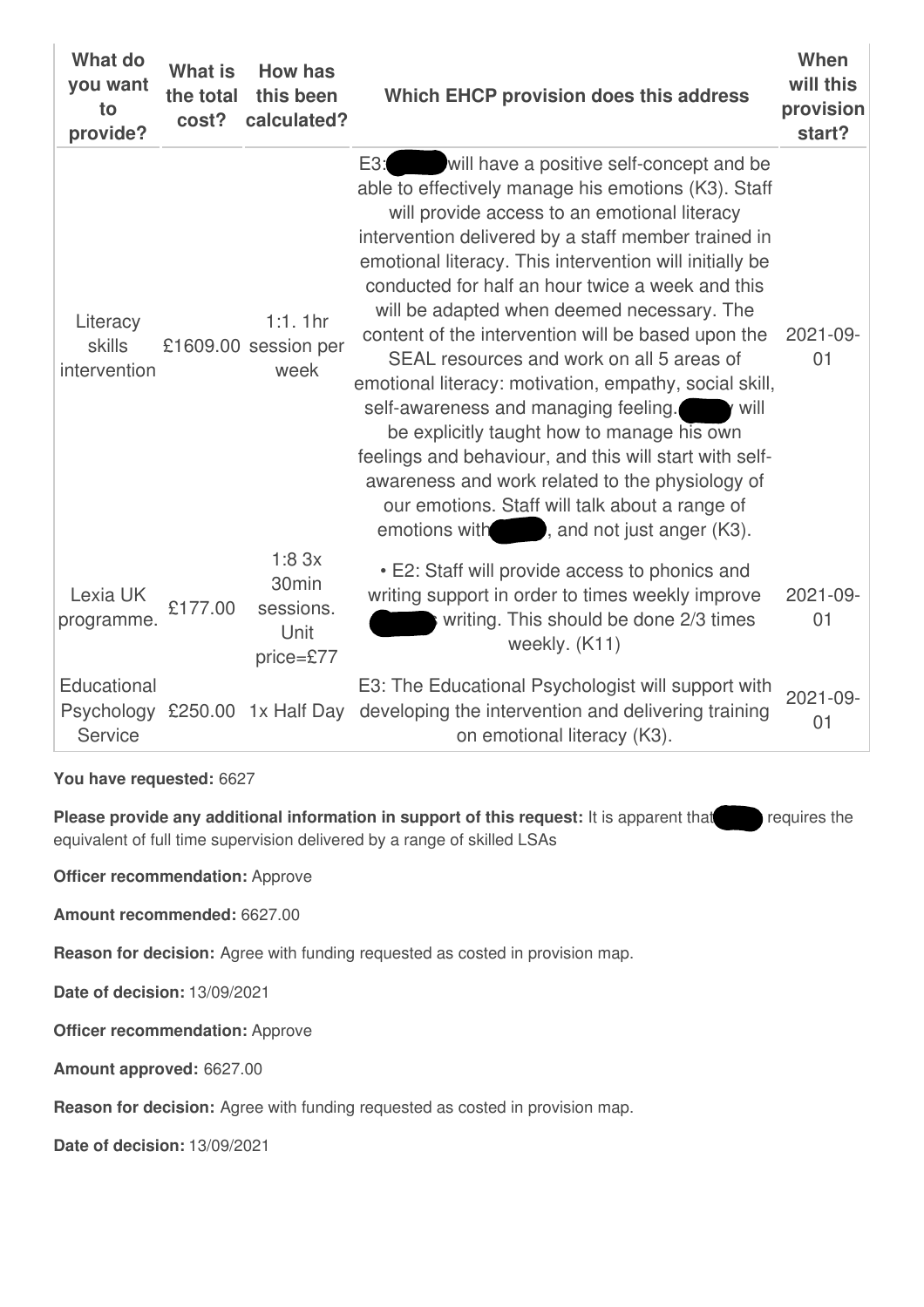| What do you want to provide? | What is the total cost? | How has this been calculated? | Which EHCP provision does this address | When will this provision start? |
|---|---|---|---|---|
| Literacy skills intervention | £1609.00 | 1:1. 1hr session per week | E3: will have a positive self-concept and be able to effectively manage his emotions (K3). Staff will provide access to an emotional literacy intervention delivered by a staff member trained in emotional literacy. This intervention will initially be conducted for half an hour twice a week and this will be adapted when deemed necessary. The content of the intervention will be based upon the SEAL resources and work on all 5 areas of emotional literacy: motivation, empathy, social skill, self-awareness and managing feeling. will be explicitly taught how to manage his own feelings and behaviour, and this will start with self-awareness and work related to the physiology of our emotions. Staff will talk about a range of emotions with , and not just anger (K3). | 2021-09-01 |
| Lexia UK programme. | £177.00 | 1:8 3x 30min sessions. Unit price=£77 | • E2: Staff will provide access to phonics and writing support in order to times weekly improve writing. This should be done 2/3 times weekly. (K11) | 2021-09-01 |
| Educational Psychology Service | £250.00 | 1x Half Day | E3: The Educational Psychologist will support with developing the intervention and delivering training on emotional literacy (K3). | 2021-09-01 |

**You have requested:** 6627

**Please provide any additional information in support of this request:** It is apparent that requires the equivalent of full time supervision delivered by a range of skilled LSAs

**Officer recommendation:** Approve

**Amount recommended:** 6627.00

**Reason for decision:** Agree with funding requested as costed in provision map.

**Date of decision:** 13/09/2021

**Officer recommendation:** Approve

**Amount approved:** 6627.00

**Reason for decision:** Agree with funding requested as costed in provision map.

**Date of decision:** 13/09/2021